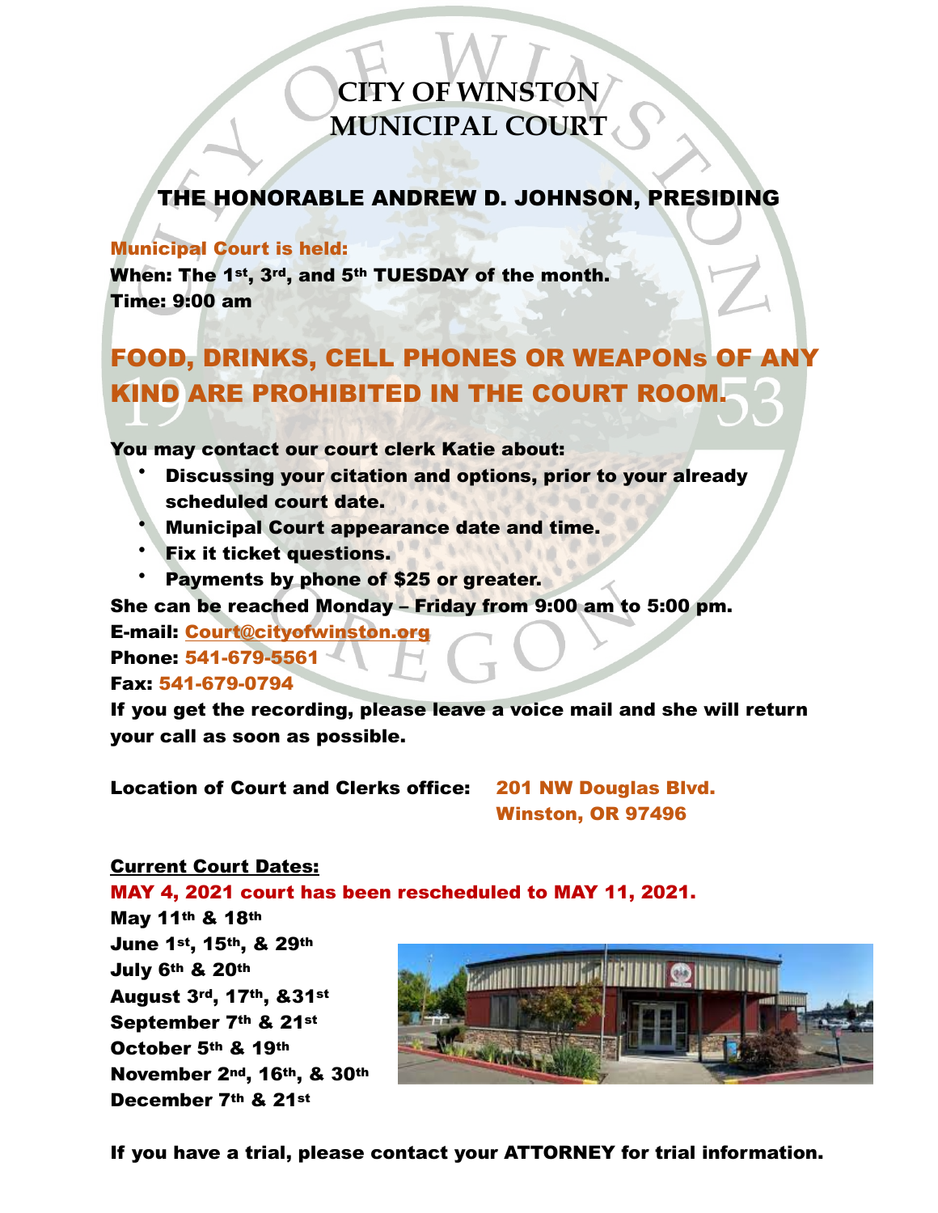# CITY OF WINSTON MUNICIPAL COURT

## THE HONORABLE ANDREW D. JOHNSON, PRESIDING

**Municipal Court is held:**

**When: The 1st, 3rd, and 5th TUESDAY of the month.**

**Time: 9:00 am**

## FOOD, DRINKS, CELL PHONES OR WEAPONs OF ANY KIND ARE PROHIBITED IN THE COURT ROOM.

**You may contact our court clerk Katie about:**

- **Discussing your citation and options, prior to your already scheduled court date.**
- **Municipal Court appearance date and time.**
- **Fix it ticket questions.**
- **Payments by phone of $25 or greater.**

**She can be reached Monday – Friday from 9:00 am to 5:00 pm.**

**E-mail: Court@cityofwinston.org**

**Phone: 541-679-5561**

**Fax: 541-679-0794**

**If you get the recording, please leave a voice mail and she will return your call as soon as possible.**

**Location of Court and Clerks office:** **201 NW Douglas Blvd. Winston, OR 97496**

**Current Court Dates:**

**MAY 4, 2021 court has been rescheduled to MAY 11, 2021.**

**May 11th & 18th**

**June 1st, 15th, & 29th**

**July 6th & 20th**

**August 3rd, 17th, &31st**

**September 7th & 21st**

**October 5th & 19th**

**November 2nd, 16th, & 30th**

**December 7th & 21st**

**If you have a trial, please contact your ATTORNEY for trial information.**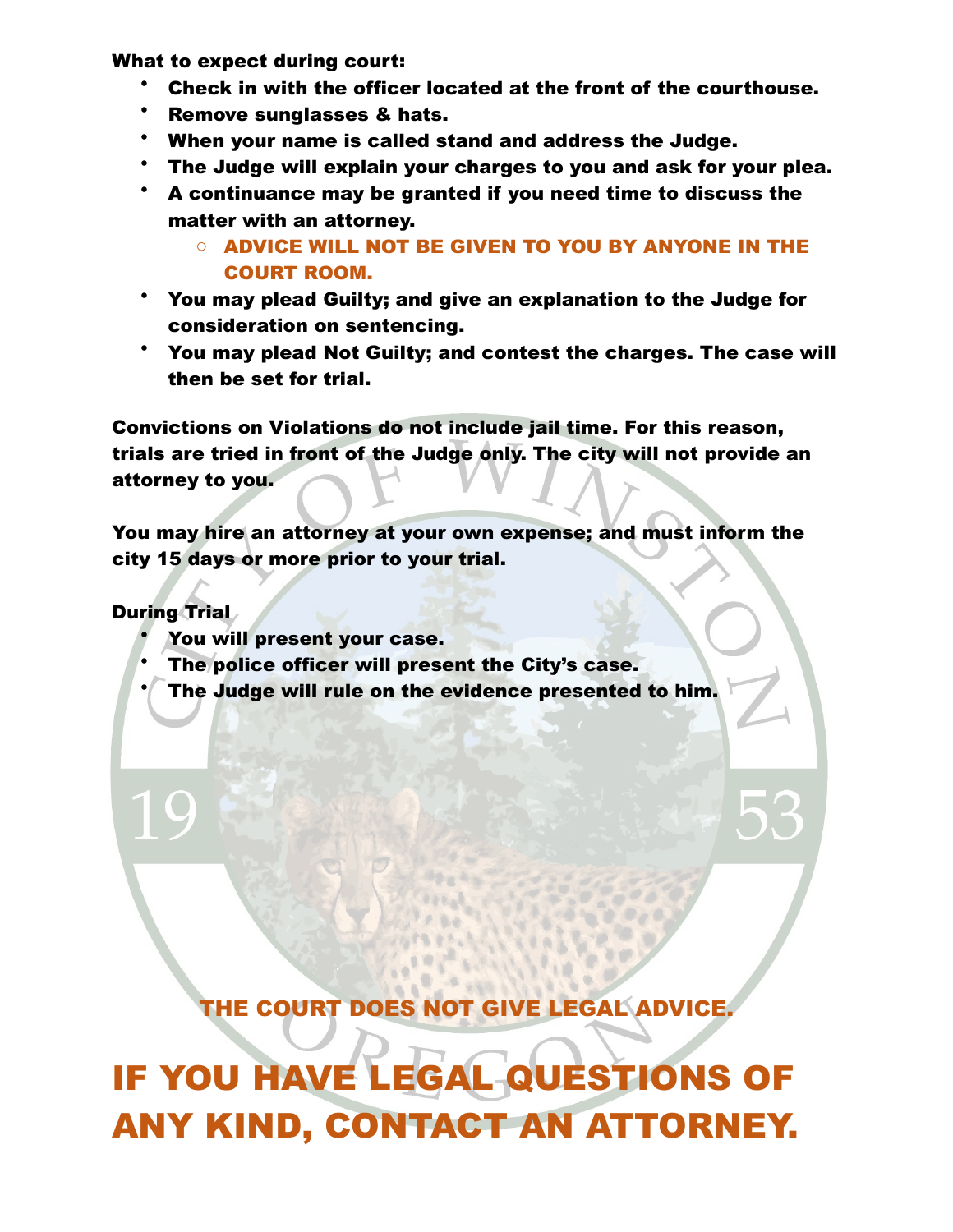**What to expect during court:**

- **Check in with the officer located at the front of the courthouse.**
- **Remove sunglasses & hats.**
- **When your name is called stand and address the Judge.**
- **The Judge will explain your charges to you and ask for your plea.**
- **A continuance may be granted if you need time to discuss the matter with an attorney.**
  - **ADVICE WILL NOT BE GIVEN TO YOU BY ANYONE IN THE COURT ROOM.**
- **You may plead Guilty; and give an explanation to the Judge for consideration on sentencing.**
- **You may plead Not Guilty; and contest the charges. The case will then be set for trial.**

**Convictions on Violations do not include jail time. For this reason, trials are tried in front of the Judge only. The city will not provide an attorney to you.**

**You may hire an attorney at your own expense; and must inform the city 15 days or more prior to your trial.**

**During Trial**

- **You will present your case.**
- **The police officer will present the City's case.**
- **The Judge will rule on the evidence presented to him.**

**THE COURT DOES NOT GIVE LEGAL ADVICE.**

# IF YOU HAVE LEGAL QUESTIONS OF ANY KIND, CONTACT AN ATTORNEY.